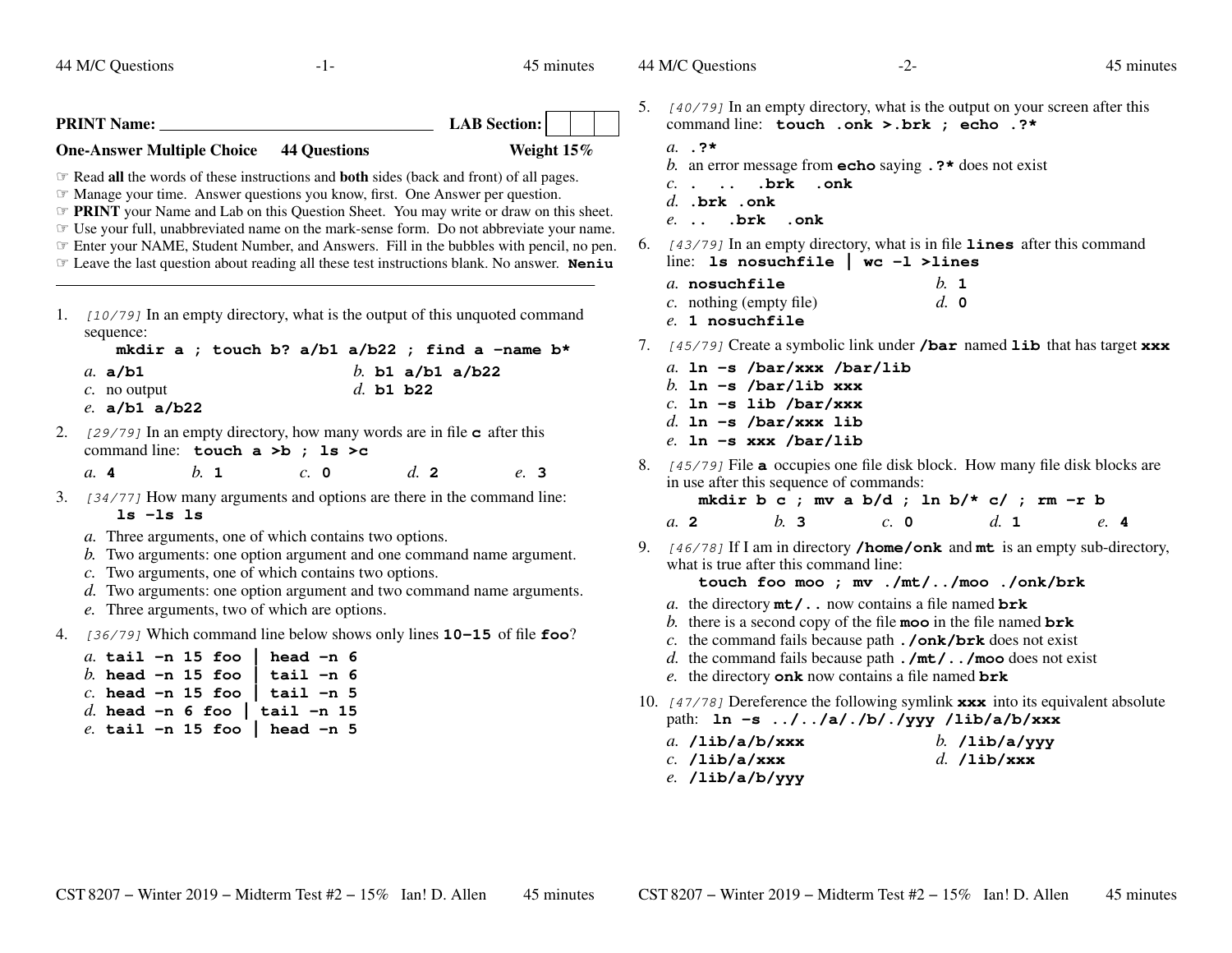**PRINT Name:** ________________________________ **LAB Section:** ☐☐☐

**One-Answer Multiple Choice** **44 Questions** **Weight 15%**

- ☞ Read **all** the words of these instructions and **both** sides (back and front) of all pages.
- ☞ Manage your time. Answer questions you know, first. One Answer per question.
- ☞ **PRINT** your Name and Lab on this Question Sheet. You may write or draw on this sheet.
- ☞ Use your full, unabbreviated name on the mark-sense form. Do not abbreviate your name.
- ☞ Enter your NAME, Student Number, and Answers. Fill in the bubbles with pencil, no pen.
- ☞ Leave the last question about reading all these test instructions blank. No answer. **Neniu**

---

1. *[10/79]* In an empty directory, what is the output of this unquoted command sequence:
   **mkdir a ; touch b? a/b1 a/b22 ; find a -name b\***
   - *a.* **a/b1**
   - *b.* **b1 a/b1 a/b22**
   - *c.* no output
   - *d.* **b1 b22**
   - *e.* **a/b1 a/b22**

2. *[29/79]* In an empty directory, how many words are in file **c** after this command line: **touch a >b ; ls >c**
   - *a.* **4**
   - *b.* **1**
   - *c.* **0**
   - *d.* **2**
   - *e.* **3**

3. *[34/77]* How many arguments and options are there in the command line:
   **ls -ls ls**
   - *a.* Three arguments, one of which contains two options.
   - *b.* Two arguments: one option argument and one command name argument.
   - *c.* Two arguments, one of which contains two options.
   - *d.* Two arguments: one option argument and two command name arguments.
   - *e.* Three arguments, two of which are options.

4. *[36/79]* Which command line below shows only lines **10-15** of file **foo**?
   - *a.* **tail -n 15 foo | head -n 6**
   - *b.* **head -n 15 foo | tail -n 6**
   - *c.* **head -n 15 foo | tail -n 5**
   - *d.* **head -n 6 foo | tail -n 15**
   - *e.* **tail -n 15 foo | head -n 5**

5. *[40/79]* In an empty directory, what is the output on your screen after this command line: **touch .onk >.brk ; echo .?\***
   - *a.* **.?\***
   - *b.* an error message from **echo** saying **.?\*** does not exist
   - *c.* **. .. .brk .onk**
   - *d.* **.brk .onk**
   - *e.* **.. .brk .onk**

6. *[43/79]* In an empty directory, what is in file **lines** after this command line: **ls nosuchfile | wc -l >lines**
   - *a.* **nosuchfile**
   - *b.* **1**
   - *c.* nothing (empty file)
   - *d.* **0**
   - *e.* **1 nosuchfile**

7. *[45/79]* Create a symbolic link under **/bar** named **lib** that has target **xxx**
   - *a.* **ln -s /bar/xxx /bar/lib**
   - *b.* **ln -s /bar/lib xxx**
   - *c.* **ln -s lib /bar/xxx**
   - *d.* **ln -s /bar/xxx lib**
   - *e.* **ln -s xxx /bar/lib**

8. *[45/79]* File **a** occupies one file disk block. How many file disk blocks are in use after this sequence of commands:
   **mkdir b c ; mv a b/d ; ln b/\* c/ ; rm -r b**
   - *a.* **2**
   - *b.* **3**
   - *c.* **0**
   - *d.* **1**
   - *e.* **4**

9. *[46/78]* If I am in directory **/home/onk** and **mt** is an empty sub-directory, what is true after this command line:
   **touch foo moo ; mv ./mt/../moo ./onk/brk**
   - *a.* the directory **mt/..** now contains a file named **brk**
   - *b.* there is a second copy of the file **moo** in the file named **brk**
   - *c.* the command fails because path **./onk/brk** does not exist
   - *d.* the command fails because path **./mt/../moo** does not exist
   - *e.* the directory **onk** now contains a file named **brk**

10. *[47/78]* Dereference the following symlink **xxx** into its equivalent absolute path: **ln -s ../../a/./b/./yyy /lib/a/b/xxx**
    - *a.* **/lib/a/b/xxx**
    - *b.* **/lib/a/yyy**
    - *c.* **/lib/a/xxx**
    - *d.* **/lib/xxx**
    - *e.* **/lib/a/b/yyy**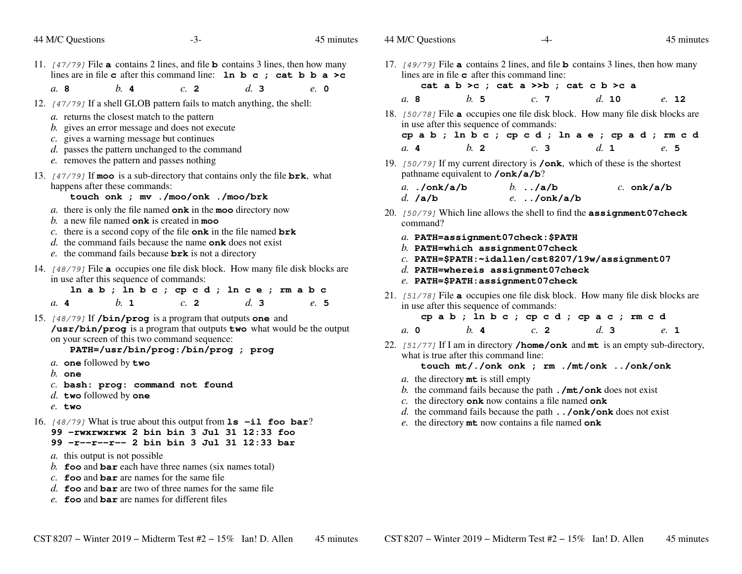11. *[47/79]* File **a** contains 2 lines, and file **b** contains 3 lines, then how many lines are in file **c** after this command line: **ln b c ; cat b b a >c**

    *a.* **8** *b.* **4** *c.* **2** *d.* **3** *e.* **0**

12. *[47/79]* If a shell GLOB pattern fails to match anything, the shell:

    *a.* returns the closest match to the pattern
    *b.* gives an error message and does not execute
    *c.* gives a warning message but continues
    *d.* passes the pattern unchanged to the command
    *e.* removes the pattern and passes nothing

13. *[47/79]* If **moo** is a sub-directory that contains only the file **brk**, what happens after these commands:

    ```
    touch onk ; mv ./moo/onk ./moo/brk
    ```

    *a.* there is only the file named **onk** in the **moo** directory now
    *b.* a new file named **onk** is created in **moo**
    *c.* there is a second copy of the file **onk** in the file named **brk**
    *d.* the command fails because the name **onk** does not exist
    *e.* the command fails because **brk** is not a directory

14. *[48/79]* File **a** occupies one file disk block. How many file disk blocks are in use after this sequence of commands:

    ```
    ln a b ; ln b c ; cp c d ; ln c e ; rm a b c
    ```

    *a.* **4** *b.* **1** *c.* **2** *d.* **3** *e.* **5**

15. *[48/79]* If **/bin/prog** is a program that outputs **one** and **/usr/bin/prog** is a program that outputs **two** what would be the output on your screen of this two command sequence:

    ```
    PATH=/usr/bin/prog:/bin/prog ; prog
    ```

    *a.* **one** followed by **two**
    *b.* **one**
    *c.* **bash: prog: command not found**
    *d.* **two** followed by **one**
    *e.* **two**

16. *[48/79]* What is true about this output from **ls -il foo bar**?

    ```
    99 -rwxrwxrwx 2 bin bin 3 Jul 31 12:33 foo
    99 -r--r--r-- 2 bin bin 3 Jul 31 12:33 bar
    ```

    *a.* this output is not possible
    *b.* **foo** and **bar** each have three names (six names total)
    *c.* **foo** and **bar** are names for the same file
    *d.* **foo** and **bar** are two of three names for the same file
    *e.* **foo** and **bar** are names for different files

17. *[49/79]* File **a** contains 2 lines, and file **b** contains 3 lines, then how many lines are in file **c** after this command line:

    ```
    cat a b >c ; cat a >>b ; cat c b >c a
    ```

    *a.* **8** *b.* **5** *c.* **7** *d.* **10** *e.* **12**

18. *[50/78]* File **a** occupies one file disk block. How many file disk blocks are in use after this sequence of commands:

    ```
    cp a b ; ln b c ; cp c d ; ln a e ; cp a d ; rm c d
    ```

    *a.* **4** *b.* **2** *c.* **3** *d.* **1** *e.* **5**

19. *[50/79]* If my current directory is **/onk**, which of these is the shortest pathname equivalent to **/onk/a/b**?

    *a.* **./onk/a/b** *b.* **../a/b** *c.* **onk/a/b**
    *d.* **/a/b** *e.* **../onk/a/b**

20. *[50/79]* Which line allows the shell to find the **assignment07check** command?

    *a.* **PATH=assignment07check:$PATH**
    *b.* **PATH=which assignment07check**
    *c.* **PATH=$PATH:~idallen/cst8207/19w/assignment07**
    *d.* **PATH=whereis assignment07check**
    *e.* **PATH=$PATH:assignment07check**

21. *[51/78]* File **a** occupies one file disk block. How many file disk blocks are in use after this sequence of commands:

    ```
    cp a b ; ln b c ; cp c d ; cp a c ; rm c d
    ```

    *a.* **0** *b.* **4** *c.* **2** *d.* **3** *e.* **1**

22. *[51/77]* If I am in directory **/home/onk** and **mt** is an empty sub-directory, what is true after this command line:

    ```
    touch mt/./onk onk ; rm ./mt/onk ../onk/onk
    ```

    *a.* the directory **mt** is still empty
    *b.* the command fails because the path **./mt/onk** does not exist
    *c.* the directory **onk** now contains a file named **onk**
    *d.* the command fails because the path **../onk/onk** does not exist
    *e.* the directory **mt** now contains a file named **onk**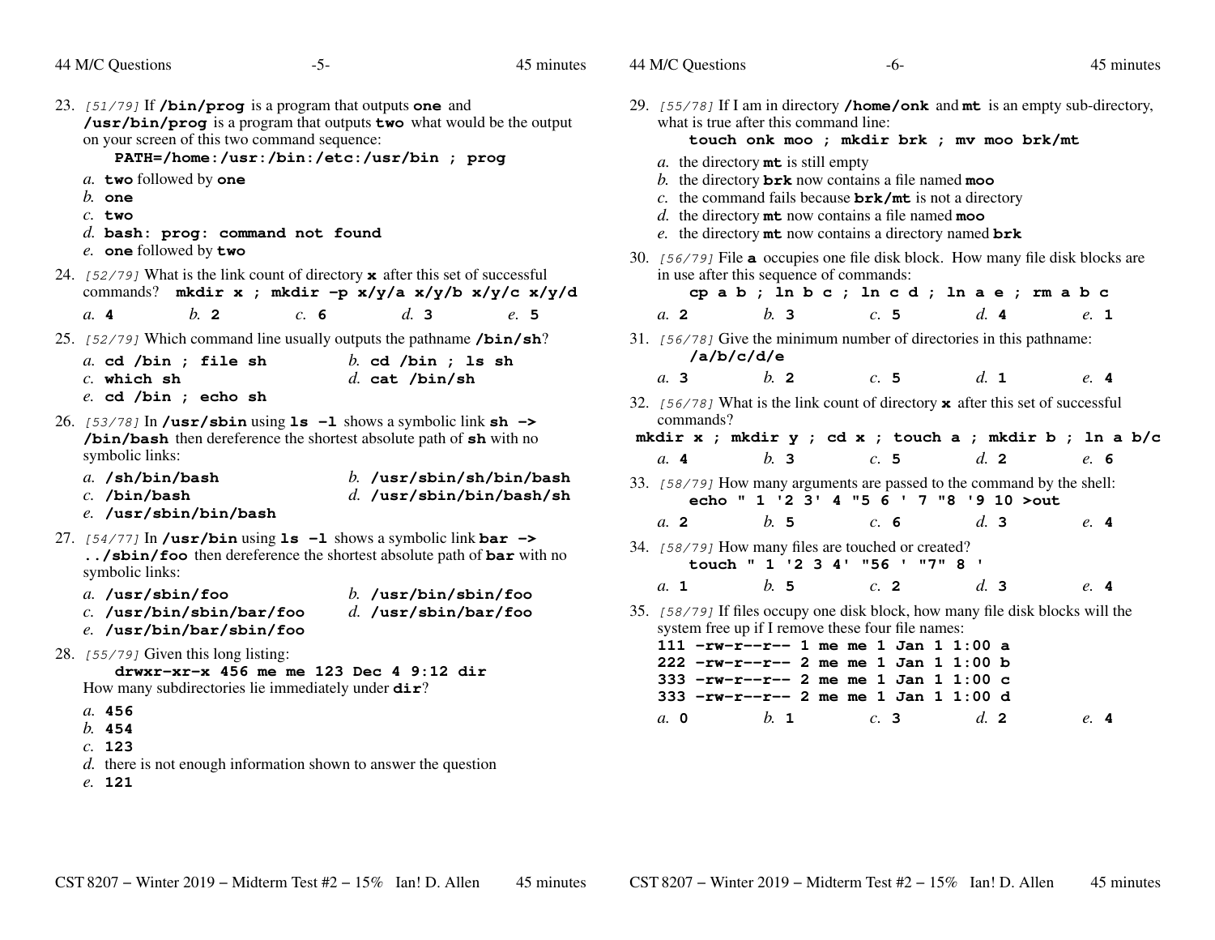23. *[51/79]* If **/bin/prog** is a program that outputs **one** and **/usr/bin/prog** is a program that outputs **two** what would be the output on your screen of this two command sequence:

    **PATH=/home:/usr:/bin:/etc:/usr/bin ; prog**

    *a.* **two** followed by **one**
    *b.* **one**
    *c.* **two**
    *d.* **bash: prog: command not found**
    *e.* **one** followed by **two**

24. *[52/79]* What is the link count of directory **x** after this set of successful commands? **mkdir x ; mkdir -p x/y/a x/y/b x/y/c x/y/d**

    *a.* **4** *b.* **2** *c.* **6** *d.* **3** *e.* **5**

25. *[52/79]* Which command line usually outputs the pathname **/bin/sh**?

    *a.* **cd /bin ; file sh**
    *b.* **cd /bin ; ls sh**
    *c.* **which sh**
    *d.* **cat /bin/sh**
    *e.* **cd /bin ; echo sh**

26. *[53/78]* In **/usr/sbin** using **ls -l** shows a symbolic link **sh -> /bin/bash** then dereference the shortest absolute path of **sh** with no symbolic links:

    *a.* **/sh/bin/bash**
    *b.* **/usr/sbin/sh/bin/bash**
    *c.* **/bin/bash**
    *d.* **/usr/sbin/bin/bash/sh**
    *e.* **/usr/sbin/bin/bash**

27. *[54/77]* In **/usr/bin** using **ls -l** shows a symbolic link **bar -> ../sbin/foo** then dereference the shortest absolute path of **bar** with no symbolic links:

    *a.* **/usr/sbin/foo**
    *b.* **/usr/bin/sbin/foo**
    *c.* **/usr/bin/sbin/bar/foo**
    *d.* **/usr/sbin/bar/foo**
    *e.* **/usr/bin/bar/sbin/foo**

28. *[55/79]* Given this long listing:

    **drwxr-xr-x 456 me me 123 Dec 4 9:12 dir**

    How many subdirectories lie immediately under **dir**?

    *a.* **456**
    *b.* **454**
    *c.* **123**
    *d.* there is not enough information shown to answer the question
    *e.* **121**

29. *[55/78]* If I am in directory **/home/onk** and **mt** is an empty sub-directory, what is true after this command line:

    **touch onk moo ; mkdir brk ; mv moo brk/mt**

    *a.* the directory **mt** is still empty
    *b.* the directory **brk** now contains a file named **moo**
    *c.* the command fails because **brk/mt** is not a directory
    *d.* the directory **mt** now contains a file named **moo**
    *e.* the directory **mt** now contains a directory named **brk**

30. *[56/79]* File **a** occupies one file disk block. How many file disk blocks are in use after this sequence of commands:

    **cp a b ; ln b c ; ln c d ; ln a e ; rm a b c**

    *a.* **2** *b.* **3** *c.* **5** *d.* **4** *e.* **1**

31. *[56/78]* Give the minimum number of directories in this pathname:

    **/a/b/c/d/e**

    *a.* **3** *b.* **2** *c.* **5** *d.* **1** *e.* **4**

32. *[56/78]* What is the link count of directory **x** after this set of successful commands?

    **mkdir x ; mkdir y ; cd x ; touch a ; mkdir b ; ln a b/c**

    *a.* **4** *b.* **3** *c.* **5** *d.* **2** *e.* **6**

33. *[58/79]* How many arguments are passed to the command by the shell:

    **echo " 1 '2 3' 4 "5 6 ' 7 "8 '9 10 >out**

    *a.* **2** *b.* **5** *c.* **6** *d.* **3** *e.* **4**

34. *[58/79]* How many files are touched or created?

    **touch " 1 '2 3 4' "56 ' "7" 8 '**

    *a.* **1** *b.* **5** *c.* **2** *d.* **3** *e.* **4**

35. *[58/79]* If files occupy one disk block, how many file disk blocks will the system free up if I remove these four file names:

```
111 -rw-r--r-- 1 me me 1 Jan 1 1:00 a
222 -rw-r--r-- 2 me me 1 Jan 1 1:00 b
333 -rw-r--r-- 2 me me 1 Jan 1 1:00 c
333 -rw-r--r-- 2 me me 1 Jan 1 1:00 d
```

    *a.* **0** *b.* **1** *c.* **3** *d.* **2** *e.* **4**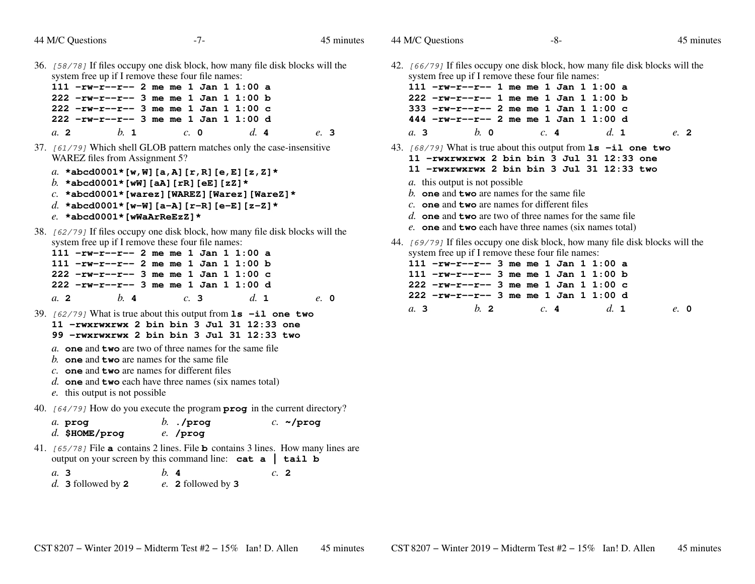36. *[58/78]* If files occupy one disk block, how many file disk blocks will the system free up if I remove these four file names:

```
111 -rw-r--r-- 2 me me 1 Jan 1 1:00 a
222 -rw-r--r-- 3 me me 1 Jan 1 1:00 b
222 -rw-r--r-- 3 me me 1 Jan 1 1:00 c
222 -rw-r--r-- 3 me me 1 Jan 1 1:00 d
```

*a.* **2** *b.* **1** *c.* **0** *d.* **4** *e.* **3**

37. *[61/79]* Which shell GLOB pattern matches only the case-insensitive WAREZ files from Assignment 5?

*a.* **\*abcd0001\*[w,W][a,A][r,R][e,E][z,Z]\***
*b.* **\*abcd0001\*[wW][aA][rR][eE][zZ]\***
*c.* **\*abcd0001\*[warez][WAREZ][Warez][WareZ]\***
*d.* **\*abcd0001\*[w-W][a-A][r-R][e-E][z-Z]\***
*e.* **\*abcd0001\*[wWaArReEzZ]\***

38. *[62/79]* If files occupy one disk block, how many file disk blocks will the system free up if I remove these four file names:

```
111 -rw-r--r-- 2 me me 1 Jan 1 1:00 a
111 -rw-r--r-- 2 me me 1 Jan 1 1:00 b
222 -rw-r--r-- 3 me me 1 Jan 1 1:00 c
222 -rw-r--r-- 3 me me 1 Jan 1 1:00 d
```

*a.* **2** *b.* **4** *c.* **3** *d.* **1** *e.* **0**

39. *[62/79]* What is true about this output from **ls -il one two**

```
11 -rwxrwxrwx 2 bin bin 3 Jul 31 12:33 one
99 -rwxrwxrwx 2 bin bin 3 Jul 31 12:33 two
```

*a.* **one** and **two** are two of three names for the same file
*b.* **one** and **two** are names for the same file
*c.* **one** and **two** are names for different files
*d.* **one** and **two** each have three names (six names total)
*e.* this output is not possible

40. *[64/79]* How do you execute the program **prog** in the current directory?

*a.* **prog** *b.* **./prog** *c.* **~/prog**
*d.* **$HOME/prog** *e.* **/prog**

41. *[65/78]* File **a** contains 2 lines. File **b** contains 3 lines. How many lines are output on your screen by this command line: **cat a | tail b**

*a.* **3** *b.* **4** *c.* **2**
*d.* **3** followed by **2** *e.* **2** followed by **3**

42. *[66/79]* If files occupy one disk block, how many file disk blocks will the system free up if I remove these four file names:

```
111 -rw-r--r-- 1 me me 1 Jan 1 1:00 a
222 -rw-r--r-- 1 me me 1 Jan 1 1:00 b
333 -rw-r--r-- 2 me me 1 Jan 1 1:00 c
444 -rw-r--r-- 2 me me 1 Jan 1 1:00 d
```

*a.* **3** *b.* **0** *c.* **4** *d.* **1** *e.* **2**

43. *[68/79]* What is true about this output from **ls -il one two**

```
11 -rwxrwxrwx 2 bin bin 3 Jul 31 12:33 one
11 -rwxrwxrwx 2 bin bin 3 Jul 31 12:33 two
```

*a.* this output is not possible
*b.* **one** and **two** are names for the same file
*c.* **one** and **two** are names for different files
*d.* **one** and **two** are two of three names for the same file
*e.* **one** and **two** each have three names (six names total)

44. *[69/79]* If files occupy one disk block, how many file disk blocks will the system free up if I remove these four file names:

```
111 -rw-r--r-- 3 me me 1 Jan 1 1:00 a
111 -rw-r--r-- 3 me me 1 Jan 1 1:00 b
222 -rw-r--r-- 3 me me 1 Jan 1 1:00 c
222 -rw-r--r-- 3 me me 1 Jan 1 1:00 d
```

*a.* **3** *b.* **2** *c.* **4** *d.* **1** *e.* **0**